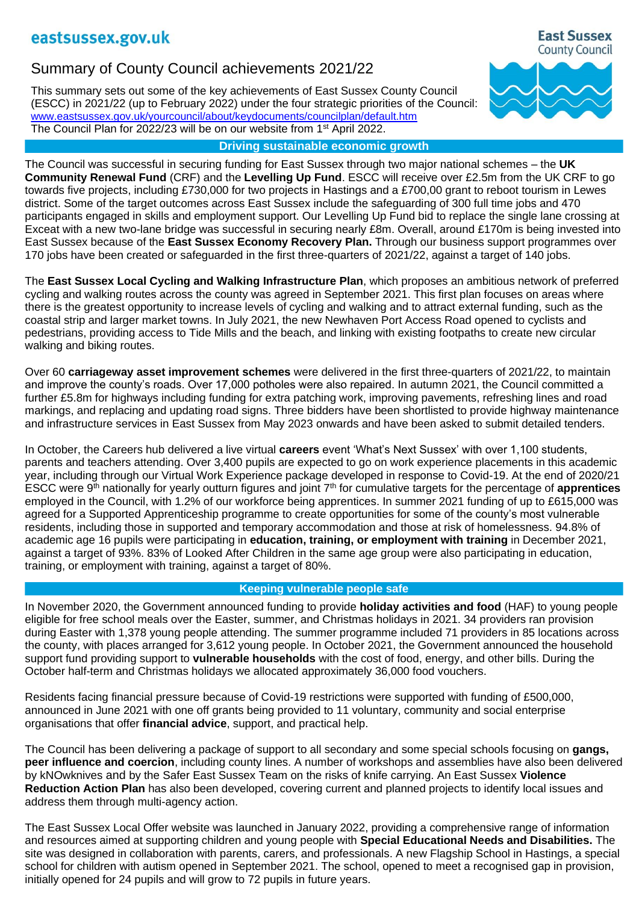eastsussex.gov.uk

East Sussex County Council

# Summary of County Council achievements 2021/22

This summary sets out some of the key achievements of East Sussex County Council (ESCC) in 2021/22 (up to February 2022) under the four strategic priorities of the Council: [www.eastsussex.gov.uk/yourcouncil/about/keydocuments/councilplan/default.htm](www.eastsussex.gov.uk/yourcouncil/about/keydocuments/councilplan/default.htm)
The Council Plan for 2022/23 will be on our website from 1st April 2022.

## Driving sustainable economic growth

The Council was successful in securing funding for East Sussex through two major national schemes – the **UK Community Renewal Fund** (CRF) and the **Levelling Up Fund**. ESCC will receive over £2.5m from the UK CRF to go towards five projects, including £730,000 for two projects in Hastings and a £700,00 grant to reboot tourism in Lewes district. Some of the target outcomes across East Sussex include the safeguarding of 300 full time jobs and 470 participants engaged in skills and employment support. Our Levelling Up Fund bid to replace the single lane crossing at Exceat with a new two-lane bridge was successful in securing nearly £8m. Overall, around £170m is being invested into East Sussex because of the **East Sussex Economy Recovery Plan.** Through our business support programmes over 170 jobs have been created or safeguarded in the first three-quarters of 2021/22, against a target of 140 jobs.

The **East Sussex Local Cycling and Walking Infrastructure Plan**, which proposes an ambitious network of preferred cycling and walking routes across the county was agreed in September 2021. This first plan focuses on areas where there is the greatest opportunity to increase levels of cycling and walking and to attract external funding, such as the coastal strip and larger market towns. In July 2021, the new Newhaven Port Access Road opened to cyclists and pedestrians, providing access to Tide Mills and the beach, and linking with existing footpaths to create new circular walking and biking routes.

Over 60 **carriageway asset improvement schemes** were delivered in the first three-quarters of 2021/22, to maintain and improve the county's roads. Over 17,000 potholes were also repaired. In autumn 2021, the Council committed a further £5.8m for highways including funding for extra patching work, improving pavements, refreshing lines and road markings, and replacing and updating road signs. Three bidders have been shortlisted to provide highway maintenance and infrastructure services in East Sussex from May 2023 onwards and have been asked to submit detailed tenders.

In October, the Careers hub delivered a live virtual **careers** event 'What's Next Sussex' with over 1,100 students, parents and teachers attending. Over 3,400 pupils are expected to go on work experience placements in this academic year, including through our Virtual Work Experience package developed in response to Covid-19. At the end of 2020/21 ESCC were 9th nationally for yearly outturn figures and joint 7th for cumulative targets for the percentage of **apprentices** employed in the Council, with 1.2% of our workforce being apprentices. In summer 2021 funding of up to £615,000 was agreed for a Supported Apprenticeship programme to create opportunities for some of the county's most vulnerable residents, including those in supported and temporary accommodation and those at risk of homelessness. 94.8% of academic age 16 pupils were participating in **education, training, or employment with training** in December 2021, against a target of 93%. 83% of Looked After Children in the same age group were also participating in education, training, or employment with training, against a target of 80%.

## Keeping vulnerable people safe

In November 2020, the Government announced funding to provide **holiday activities and food** (HAF) to young people eligible for free school meals over the Easter, summer, and Christmas holidays in 2021. 34 providers ran provision during Easter with 1,378 young people attending. The summer programme included 71 providers in 85 locations across the county, with places arranged for 3,612 young people. In October 2021, the Government announced the household support fund providing support to **vulnerable households** with the cost of food, energy, and other bills. During the October half-term and Christmas holidays we allocated approximately 36,000 food vouchers.

Residents facing financial pressure because of Covid-19 restrictions were supported with funding of £500,000, announced in June 2021 with one off grants being provided to 11 voluntary, community and social enterprise organisations that offer **financial advice**, support, and practical help.

The Council has been delivering a package of support to all secondary and some special schools focusing on **gangs, peer influence and coercion**, including county lines. A number of workshops and assemblies have also been delivered by kNOwknives and by the Safer East Sussex Team on the risks of knife carrying. An East Sussex **Violence Reduction Action Plan** has also been developed, covering current and planned projects to identify local issues and address them through multi-agency action.

The East Sussex Local Offer website was launched in January 2022, providing a comprehensive range of information and resources aimed at supporting children and young people with **Special Educational Needs and Disabilities.** The site was designed in collaboration with parents, carers, and professionals. A new Flagship School in Hastings, a special school for children with autism opened in September 2021. The school, opened to meet a recognised gap in provision, initially opened for 24 pupils and will grow to 72 pupils in future years.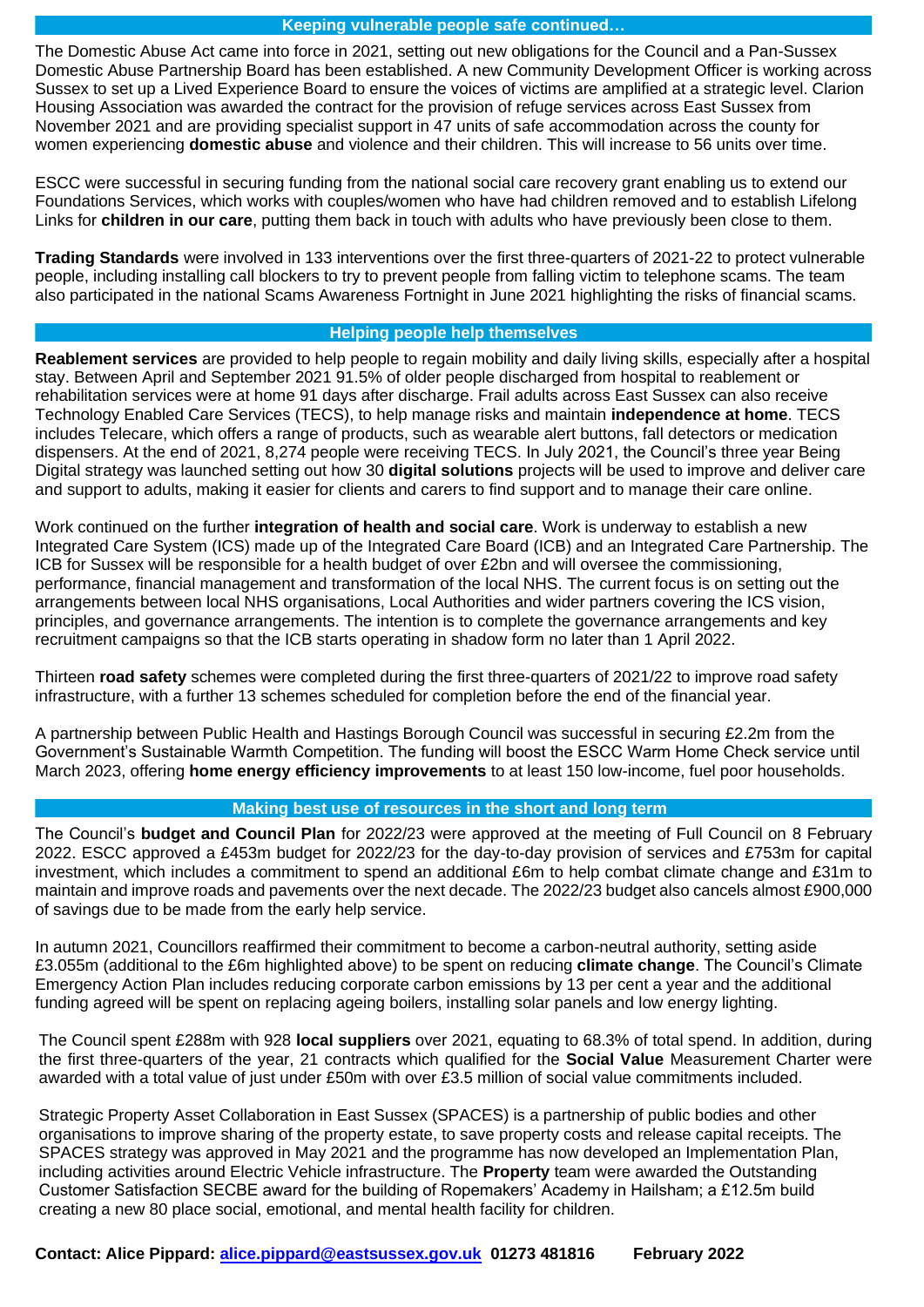## Keeping vulnerable people safe continued…

The Domestic Abuse Act came into force in 2021, setting out new obligations for the Council and a Pan-Sussex Domestic Abuse Partnership Board has been established. A new Community Development Officer is working across Sussex to set up a Lived Experience Board to ensure the voices of victims are amplified at a strategic level. Clarion Housing Association was awarded the contract for the provision of refuge services across East Sussex from November 2021 and are providing specialist support in 47 units of safe accommodation across the county for women experiencing **domestic abuse** and violence and their children. This will increase to 56 units over time.

ESCC were successful in securing funding from the national social care recovery grant enabling us to extend our Foundations Services, which works with couples/women who have had children removed and to establish Lifelong Links for **children in our care**, putting them back in touch with adults who have previously been close to them.

**Trading Standards** were involved in 133 interventions over the first three-quarters of 2021-22 to protect vulnerable people, including installing call blockers to try to prevent people from falling victim to telephone scams. The team also participated in the national Scams Awareness Fortnight in June 2021 highlighting the risks of financial scams.

## Helping people help themselves

**Reablement services** are provided to help people to regain mobility and daily living skills, especially after a hospital stay. Between April and September 2021 91.5% of older people discharged from hospital to reablement or rehabilitation services were at home 91 days after discharge. Frail adults across East Sussex can also receive Technology Enabled Care Services (TECS), to help manage risks and maintain **independence at home**. TECS includes Telecare, which offers a range of products, such as wearable alert buttons, fall detectors or medication dispensers. At the end of 2021, 8,274 people were receiving TECS. In July 2021, the Council's three year Being Digital strategy was launched setting out how 30 **digital solutions** projects will be used to improve and deliver care and support to adults, making it easier for clients and carers to find support and to manage their care online.

Work continued on the further **integration of health and social care**. Work is underway to establish a new Integrated Care System (ICS) made up of the Integrated Care Board (ICB) and an Integrated Care Partnership. The ICB for Sussex will be responsible for a health budget of over £2bn and will oversee the commissioning, performance, financial management and transformation of the local NHS. The current focus is on setting out the arrangements between local NHS organisations, Local Authorities and wider partners covering the ICS vision, principles, and governance arrangements. The intention is to complete the governance arrangements and key recruitment campaigns so that the ICB starts operating in shadow form no later than 1 April 2022.

Thirteen **road safety** schemes were completed during the first three-quarters of 2021/22 to improve road safety infrastructure, with a further 13 schemes scheduled for completion before the end of the financial year.

A partnership between Public Health and Hastings Borough Council was successful in securing £2.2m from the Government's Sustainable Warmth Competition. The funding will boost the ESCC Warm Home Check service until March 2023, offering **home energy efficiency improvements** to at least 150 low-income, fuel poor households.

## Making best use of resources in the short and long term

The Council's **budget and Council Plan** for 2022/23 were approved at the meeting of Full Council on 8 February 2022. ESCC approved a £453m budget for 2022/23 for the day-to-day provision of services and £753m for capital investment, which includes a commitment to spend an additional £6m to help combat climate change and £31m to maintain and improve roads and pavements over the next decade. The 2022/23 budget also cancels almost £900,000 of savings due to be made from the early help service.

In autumn 2021, Councillors reaffirmed their commitment to become a carbon-neutral authority, setting aside £3.055m (additional to the £6m highlighted above) to be spent on reducing **climate change**. The Council's Climate Emergency Action Plan includes reducing corporate carbon emissions by 13 per cent a year and the additional funding agreed will be spent on replacing ageing boilers, installing solar panels and low energy lighting.

The Council spent £288m with 928 **local suppliers** over 2021, equating to 68.3% of total spend. In addition, during the first three-quarters of the year, 21 contracts which qualified for the **Social Value** Measurement Charter were awarded with a total value of just under £50m with over £3.5 million of social value commitments included.

Strategic Property Asset Collaboration in East Sussex (SPACES) is a partnership of public bodies and other organisations to improve sharing of the property estate, to save property costs and release capital receipts. The SPACES strategy was approved in May 2021 and the programme has now developed an Implementation Plan, including activities around Electric Vehicle infrastructure. The **Property** team were awarded the Outstanding Customer Satisfaction SECBE award for the building of Ropemakers' Academy in Hailsham; a £12.5m build creating a new 80 place social, emotional, and mental health facility for children.

**Contact: Alice Pippard: [alice.pippard@eastsussex.gov.uk](mailto:alice.pippard@eastsussex.gov.uk) 01273 481816 February 2022**